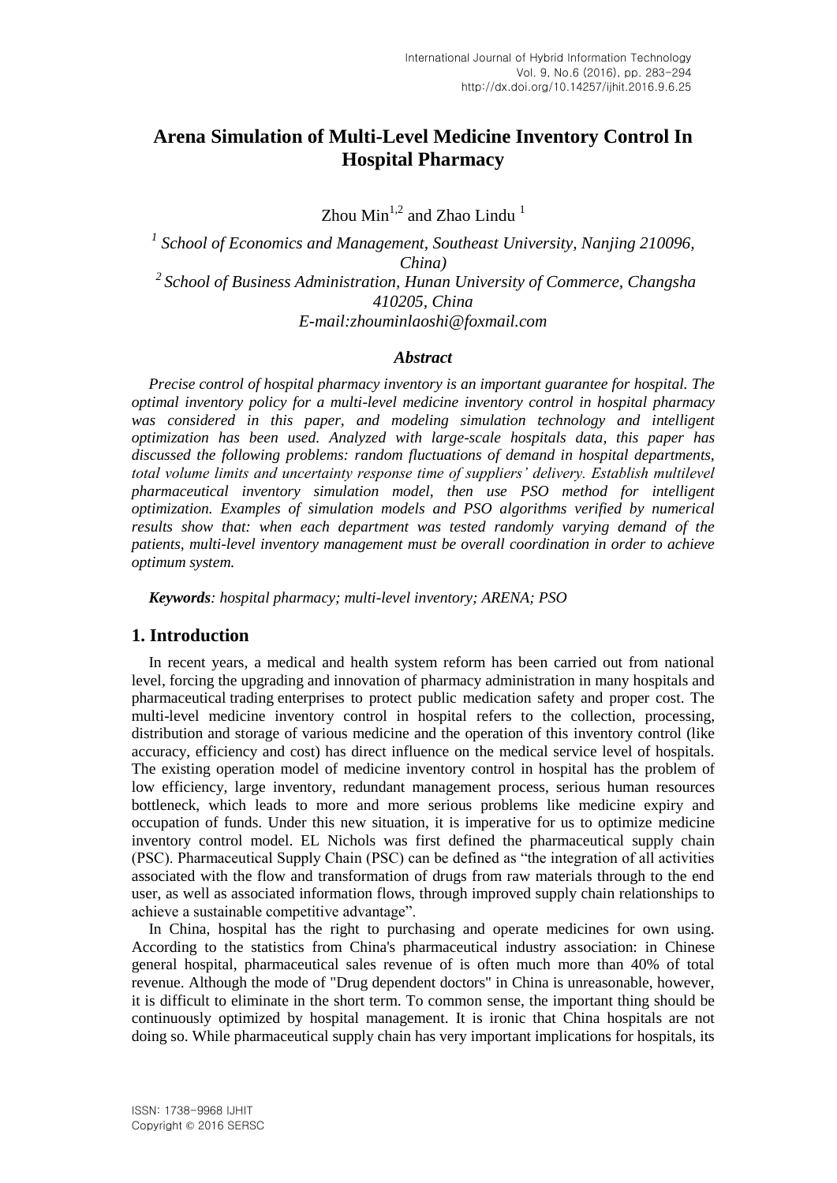# Arena Simulation of Multi-Level Medicine Inventory Control In Hospital Pharmacy

Zhou Min[1,2] and Zhao Lindu [1]

[1] *School of Economics and Management, Southeast University, Nanjing 210096, China)*
[2] *School of Business Administration, Hunan University of Commerce, Changsha 410205, China*
*E-mail:zhouminlaoshi@foxmail.com*

### *Abstract*

*Precise control of hospital pharmacy inventory is an important guarantee for hospital. The optimal inventory policy for a multi-level medicine inventory control in hospital pharmacy was considered in this paper, and modeling simulation technology and intelligent optimization has been used. Analyzed with large-scale hospitals data, this paper has discussed the following problems: random fluctuations of demand in hospital departments, total volume limits and uncertainty response time of suppliers' delivery. Establish multilevel pharmaceutical inventory simulation model, then use PSO method for intelligent optimization. Examples of simulation models and PSO algorithms verified by numerical results show that: when each department was tested randomly varying demand of the patients, multi-level inventory management must be overall coordination in order to achieve optimum system.*

***Keywords**: hospital pharmacy; multi-level inventory; ARENA; PSO*

## 1. Introduction

In recent years, a medical and health system reform has been carried out from national level, forcing the upgrading and innovation of pharmacy administration in many hospitals and pharmaceutical trading enterprises to protect public medication safety and proper cost. The multi-level medicine inventory control in hospital refers to the collection, processing, distribution and storage of various medicine and the operation of this inventory control (like accuracy, efficiency and cost) has direct influence on the medical service level of hospitals. The existing operation model of medicine inventory control in hospital has the problem of low efficiency, large inventory, redundant management process, serious human resources bottleneck, which leads to more and more serious problems like medicine expiry and occupation of funds. Under this new situation, it is imperative for us to optimize medicine inventory control model. EL Nichols was first defined the pharmaceutical supply chain (PSC). Pharmaceutical Supply Chain (PSC) can be defined as "the integration of all activities associated with the flow and transformation of drugs from raw materials through to the end user, as well as associated information flows, through improved supply chain relationships to achieve a sustainable competitive advantage".

In China, hospital has the right to purchasing and operate medicines for own using. According to the statistics from China's pharmaceutical industry association: in Chinese general hospital, pharmaceutical sales revenue of is often much more than 40% of total revenue. Although the mode of "Drug dependent doctors" in China is unreasonable, however, it is difficult to eliminate in the short term. To common sense, the important thing should be continuously optimized by hospital management. It is ironic that China hospitals are not doing so. While pharmaceutical supply chain has very important implications for hospitals, its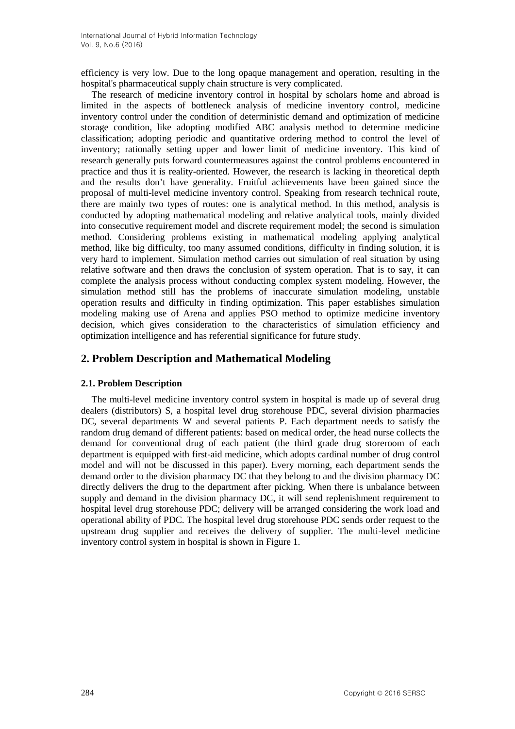efficiency is very low. Due to the long opaque management and operation, resulting in the hospital's pharmaceutical supply chain structure is very complicated.

The research of medicine inventory control in hospital by scholars home and abroad is limited in the aspects of bottleneck analysis of medicine inventory control, medicine inventory control under the condition of deterministic demand and optimization of medicine storage condition, like adopting modified ABC analysis method to determine medicine classification; adopting periodic and quantitative ordering method to control the level of inventory; rationally setting upper and lower limit of medicine inventory. This kind of research generally puts forward countermeasures against the control problems encountered in practice and thus it is reality-oriented. However, the research is lacking in theoretical depth and the results don't have generality. Fruitful achievements have been gained since the proposal of multi-level medicine inventory control. Speaking from research technical route, there are mainly two types of routes: one is analytical method. In this method, analysis is conducted by adopting mathematical modeling and relative analytical tools, mainly divided into consecutive requirement model and discrete requirement model; the second is simulation method. Considering problems existing in mathematical modeling applying analytical method, like big difficulty, too many assumed conditions, difficulty in finding solution, it is very hard to implement. Simulation method carries out simulation of real situation by using relative software and then draws the conclusion of system operation. That is to say, it can complete the analysis process without conducting complex system modeling. However, the simulation method still has the problems of inaccurate simulation modeling, unstable operation results and difficulty in finding optimization. This paper establishes simulation modeling making use of Arena and applies PSO method to optimize medicine inventory decision, which gives consideration to the characteristics of simulation efficiency and optimization intelligence and has referential significance for future study.

## 2. Problem Description and Mathematical Modeling

### 2.1. Problem Description

The multi-level medicine inventory control system in hospital is made up of several drug dealers (distributors) S, a hospital level drug storehouse PDC, several division pharmacies DC, several departments W and several patients P. Each department needs to satisfy the random drug demand of different patients: based on medical order, the head nurse collects the demand for conventional drug of each patient (the third grade drug storeroom of each department is equipped with first-aid medicine, which adopts cardinal number of drug control model and will not be discussed in this paper). Every morning, each department sends the demand order to the division pharmacy DC that they belong to and the division pharmacy DC directly delivers the drug to the department after picking. When there is unbalance between supply and demand in the division pharmacy DC, it will send replenishment requirement to hospital level drug storehouse PDC; delivery will be arranged considering the work load and operational ability of PDC. The hospital level drug storehouse PDC sends order request to the upstream drug supplier and receives the delivery of supplier. The multi-level medicine inventory control system in hospital is shown in Figure 1.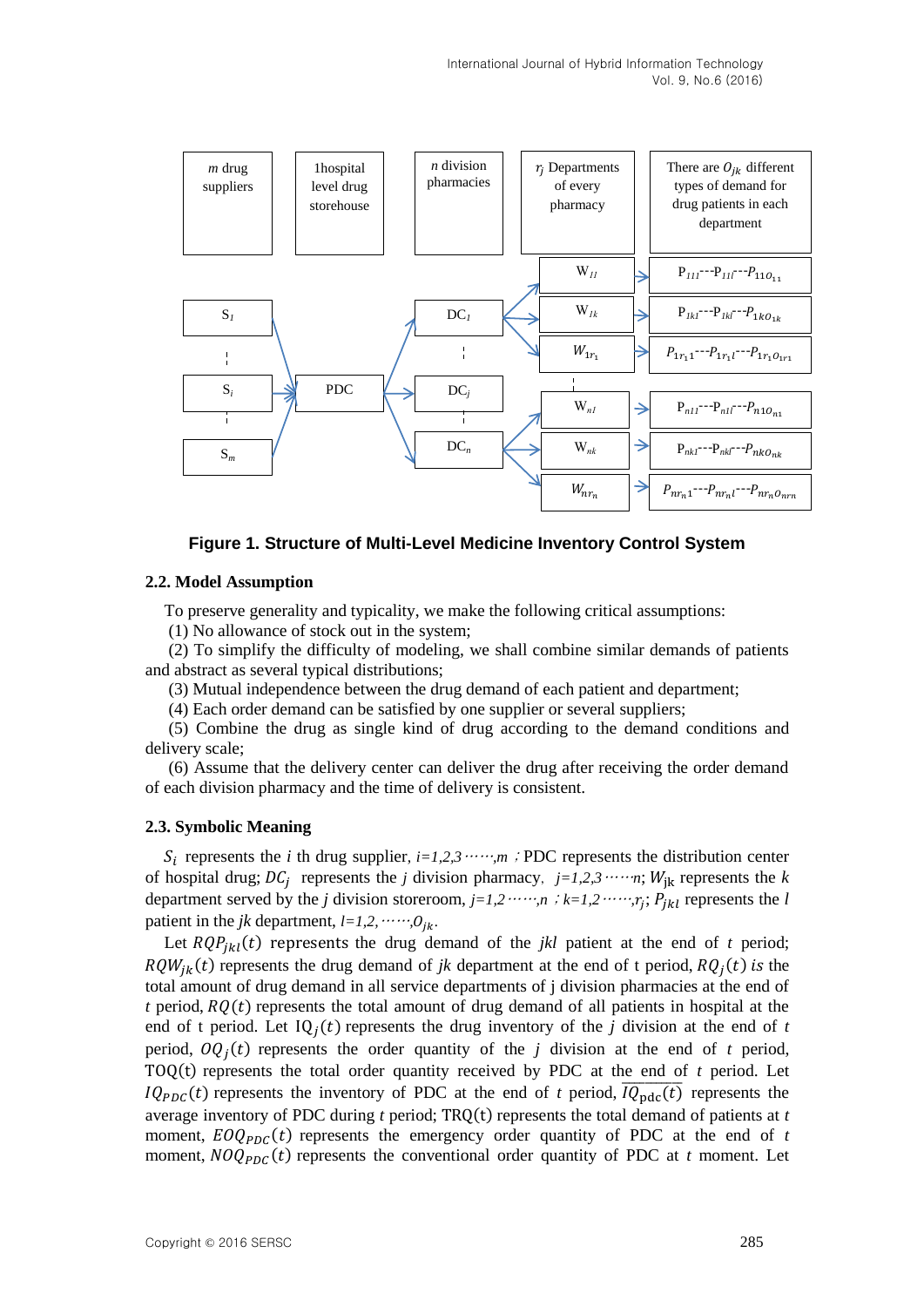Figure 1. Structure of Multi-Level Medicine Inventory Control System

### 2.2. Model Assumption

To preserve generality and typicality, we make the following critical assumptions:

(1) No allowance of stock out in the system;

(2) To simplify the difficulty of modeling, we shall combine similar demands of patients and abstract as several typical distributions;

(3) Mutual independence between the drug demand of each patient and department;

(4) Each order demand can be satisfied by one supplier or several suppliers;

(5) Combine the drug as single kind of drug according to the demand conditions and delivery scale;

(6) Assume that the delivery center can deliver the drug after receiving the order demand of each division pharmacy and the time of delivery is consistent.

### 2.3. Symbolic Meaning

$S_i$ represents the *i* th drug supplier, $i=1,2,3 \cdots\cdots,m$ ; PDC represents the distribution center of hospital drug; $DC_j$ represents the *j* division pharmacy, $j=1,2,3 \cdots\cdots n$; $W_{jk}$ represents the *k* department served by the *j* division storeroom, $j=1,2 \cdots\cdots,n$ ; $k=1,2 \cdots\cdots,r_j$; $P_{jkl}$ represents the *l* patient in the *jk* department, $l=1,2, \cdots\cdots,O_{jk}$.

Let $RQP_{jkl}(t)$ represents the drug demand of the *jkl* patient at the end of *t* period; $RQW_{jk}(t)$ represents the drug demand of *jk* department at the end of t period, $RQ_j(t)$ *is* the total amount of drug demand in all service departments of j division pharmacies at the end of *t* period, $RQ(t)$ represents the total amount of drug demand of all patients in hospital at the end of t period. Let $IQ_j(t)$ represents the drug inventory of the *j* division at the end of *t* period, $OQ_j(t)$ represents the order quantity of the *j* division at the end of *t* period, $TOQ(t)$ represents the total order quantity received by PDC at the end of *t* period. Let $IQ_{PDC}(t)$ represents the inventory of PDC at the end of *t* period, $\overline{IQ_{pdc}(t)}$ represents the average inventory of PDC during *t* period; $TRQ(t)$ represents the total demand of patients at *t* moment, $EOQ_{PDC}(t)$ represents the emergency order quantity of PDC at the end of *t* moment, $NOQ_{PDC}(t)$ represents the conventional order quantity of PDC at *t* moment. Let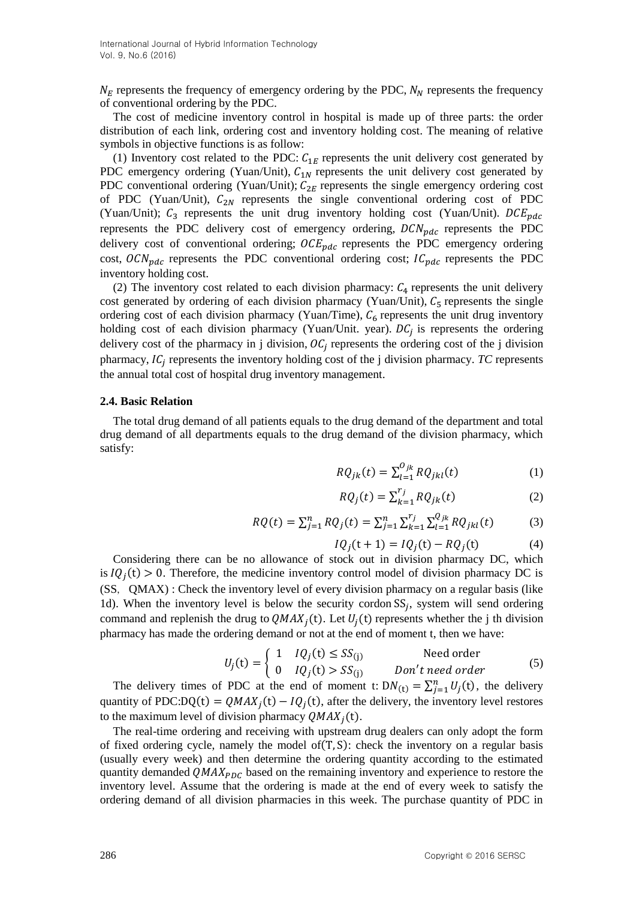$N_E$ represents the frequency of emergency ordering by the PDC, $N_N$ represents the frequency of conventional ordering by the PDC.

The cost of medicine inventory control in hospital is made up of three parts: the order distribution of each link, ordering cost and inventory holding cost. The meaning of relative symbols in objective functions is as follow:

(1) Inventory cost related to the PDC: $C_{1E}$ represents the unit delivery cost generated by PDC emergency ordering (Yuan/Unit), $C_{1N}$ represents the unit delivery cost generated by PDC conventional ordering (Yuan/Unit); $C_{2E}$ represents the single emergency ordering cost of PDC (Yuan/Unit), $C_{2N}$ represents the single conventional ordering cost of PDC (Yuan/Unit); $C_3$ represents the unit drug inventory holding cost (Yuan/Unit). $DCE_{pdc}$ represents the PDC delivery cost of emergency ordering, $DCN_{pdc}$ represents the PDC delivery cost of conventional ordering; $OCE_{pdc}$ represents the PDC emergency ordering cost, $OCN_{pdc}$ represents the PDC conventional ordering cost; $IC_{pdc}$ represents the PDC inventory holding cost.

(2) The inventory cost related to each division pharmacy: $C_4$ represents the unit delivery cost generated by ordering of each division pharmacy (Yuan/Unit), $C_5$ represents the single ordering cost of each division pharmacy (Yuan/Time), $C_6$ represents the unit drug inventory holding cost of each division pharmacy (Yuan/Unit. year). $DC_j$ is represents the ordering delivery cost of the pharmacy in j division, $OC_j$ represents the ordering cost of the j division pharmacy, $IC_j$ represents the inventory holding cost of the j division pharmacy. *TC* represents the annual total cost of hospital drug inventory management.

### 2.4. Basic Relation

The total drug demand of all patients equals to the drug demand of the department and total drug demand of all departments equals to the drug demand of the division pharmacy, which satisfy:

$$RQ_{jk}(t) = \sum_{l=1}^{O_{jk}} RQ_{jkl}(t) \tag{1}$$

$$RQ_j(t) = \sum_{k=1}^{r_j} RQ_{jk}(t) \tag{2}$$

$$RQ(t) = \sum_{j=1}^{n} RQ_j(t) = \sum_{j=1}^{n} \sum_{k=1}^{r_j} \sum_{l=1}^{Q_{jk}} RQ_{jkl}(t) \tag{3}$$

$$IQ_j(t+1) = IQ_j(t) - RQ_j(t) \tag{4}$$

Considering there can be no allowance of stock out in division pharmacy DC, which is $IQ_j(t) > 0$. Therefore, the medicine inventory control model of division pharmacy DC is (SS，QMAX) : Check the inventory level of every division pharmacy on a regular basis (like 1d). When the inventory level is below the security cordon $SS_j$, system will send ordering command and replenish the drug to $QMAX_j(t)$. Let $U_j(t)$ represents whether the j th division pharmacy has made the ordering demand or not at the end of moment t, then we have:

$$U_j(t) = \begin{cases} 1 & IQ_j(t) \le SS_{(j)} \quad \text{Need order} \\ 0 & IQ_j(t) > SS_{(j)} \quad Don't\ need\ order \end{cases} \tag{5}$$

The delivery times of PDC at the end of moment t: $DN_{(t)} = \sum_{j=1}^{n} U_j(t)$, the delivery quantity of PDC:$DQ(t) = QMAX_j(t) - IQ_j(t)$, after the delivery, the inventory level restores to the maximum level of division pharmacy $QMAX_j(t)$.

The real-time ordering and receiving with upstream drug dealers can only adopt the form of fixed ordering cycle, namely the model of$(T, S)$: check the inventory on a regular basis (usually every week) and then determine the ordering quantity according to the estimated quantity demanded $QMAX_{PDC}$ based on the remaining inventory and experience to restore the inventory level. Assume that the ordering is made at the end of every week to satisfy the ordering demand of all division pharmacies in this week. The purchase quantity of PDC in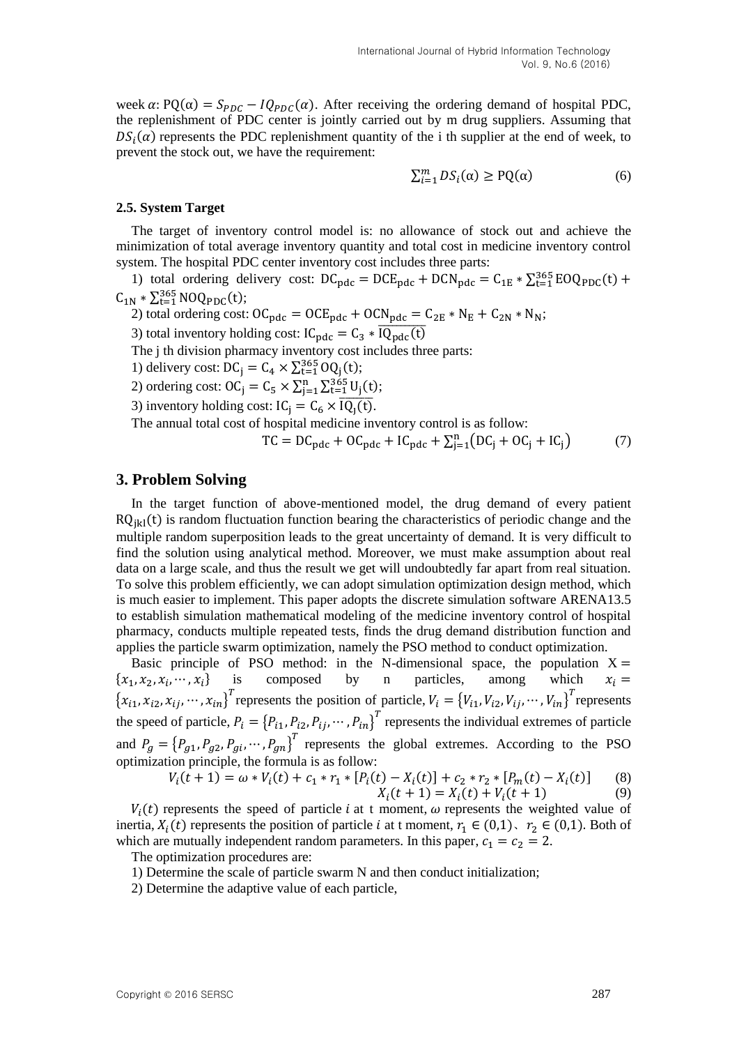week $\alpha$: $\mathrm{PQ}(\alpha) = S_{PDC} - IQ_{PDC}(\alpha)$. After receiving the ordering demand of hospital PDC, the replenishment of PDC center is jointly carried out by m drug suppliers. Assuming that $DS_i(\alpha)$ represents the PDC replenishment quantity of the i th supplier at the end of week, to prevent the stock out, we have the requirement:

$$\sum_{i=1}^{m} DS_i(\alpha) \geq \mathrm{PQ}(\alpha) \tag{6}$$

**2.5. System Target**

The target of inventory control model is: no allowance of stock out and achieve the minimization of total average inventory quantity and total cost in medicine inventory control system. The hospital PDC center inventory cost includes three parts:

1) total ordering delivery cost: $\mathrm{DC_{pdc}} = \mathrm{DCE_{pdc}} + \mathrm{DCN_{pdc}} = \mathrm{C_{1E}} * \sum_{t=1}^{365} \mathrm{EOQ_{PDC}}(t) + \mathrm{C_{1N}} * \sum_{t=1}^{365} \mathrm{NOQ_{PDC}}(t)$;

2) total ordering cost: $\mathrm{OC_{pdc}} = \mathrm{OCE_{pdc}} + \mathrm{OCN_{pdc}} = \mathrm{C_{2E}} * \mathrm{N_E} + \mathrm{C_{2N}} * \mathrm{N_N}$;

3) total inventory holding cost: $\mathrm{IC_{pdc}} = \mathrm{C_3} * \overline{\mathrm{IQ_{pdc}}(t)}$

The j th division pharmacy inventory cost includes three parts:

1) delivery cost: $\mathrm{DC_j} = \mathrm{C_4} \times \sum_{t=1}^{365} \mathrm{OQ_j}(t)$;

2) ordering cost: $\mathrm{OC_j} = \mathrm{C_5} \times \sum_{j=1}^{n} \sum_{t=1}^{365} \mathrm{U_j}(t)$;

3) inventory holding cost: $\mathrm{IC_j} = \mathrm{C_6} \times \overline{\mathrm{IQ_j}(t)}$.

The annual total cost of hospital medicine inventory control is as follow:

$$\mathrm{TC} = \mathrm{DC_{pdc}} + \mathrm{OC_{pdc}} + \mathrm{IC_{pdc}} + \sum_{j=1}^{n} \left(\mathrm{DC_j} + \mathrm{OC_j} + \mathrm{IC_j}\right) \tag{7}$$

## 3. Problem Solving

In the target function of above-mentioned model, the drug demand of every patient $\mathrm{RQ_{jkl}}(t)$ is random fluctuation function bearing the characteristics of periodic change and the multiple random superposition leads to the great uncertainty of demand. It is very difficult to find the solution using analytical method. Moreover, we must make assumption about real data on a large scale, and thus the result we get will undoubtedly far apart from real situation. To solve this problem efficiently, we can adopt simulation optimization design method, which is much easier to implement. This paper adopts the discrete simulation software ARENA13.5 to establish simulation mathematical modeling of the medicine inventory control of hospital pharmacy, conducts multiple repeated tests, finds the drug demand distribution function and applies the particle swarm optimization, namely the PSO method to conduct optimization.

Basic principle of PSO method: in the N-dimensional space, the population $\mathrm{X} = \{x_1, x_2, x_i, \cdots, x_i\}$ is composed by n particles, among which $x_i = \{x_{i1}, x_{i2}, x_{ij}, \cdots, x_{in}\}^T$ represents the position of particle, $V_i = \{V_{i1}, V_{i2}, V_{ij}, \cdots, V_{in}\}^T$ represents the speed of particle, $P_i = \{P_{i1}, P_{i2}, P_{ij}, \cdots, P_{in}\}^T$ represents the individual extremes of particle and $P_g = \{P_{g1}, P_{g2}, P_{gi}, \cdots, P_{gn}\}^T$ represents the global extremes. According to the PSO optimization principle, the formula is as follow:

$$V_i(t+1) = \omega * V_i(t) + c_1 * r_1 * [P_i(t) - X_i(t)] + c_2 * r_2 * [P_m(t) - X_i(t)] \tag{8}$$

$$X_i(t+1) = X_i(t) + V_i(t+1) \tag{9}$$

$V_i(t)$ represents the speed of particle $i$ at t moment, $\omega$ represents the weighted value of inertia, $X_i(t)$ represents the position of particle $i$ at t moment, $r_1 \in (0,1)$、$r_2 \in (0,1)$. Both of which are mutually independent random parameters. In this paper, $c_1 = c_2 = 2$.

The optimization procedures are:

1) Determine the scale of particle swarm N and then conduct initialization;

2) Determine the adaptive value of each particle,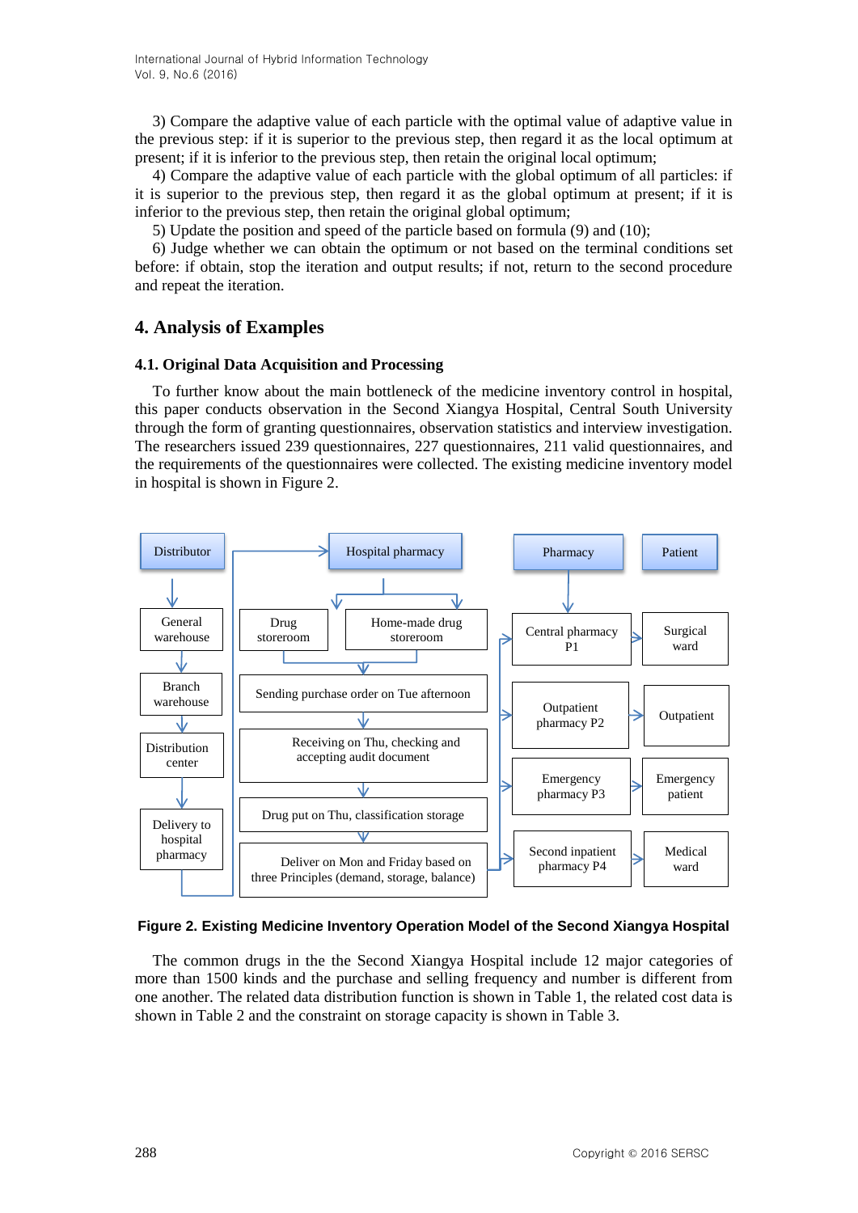3) Compare the adaptive value of each particle with the optimal value of adaptive value in the previous step: if it is superior to the previous step, then regard it as the local optimum at present; if it is inferior to the previous step, then retain the original local optimum;

4) Compare the adaptive value of each particle with the global optimum of all particles: if it is superior to the previous step, then regard it as the global optimum at present; if it is inferior to the previous step, then retain the original global optimum;

5) Update the position and speed of the particle based on formula (9) and (10);

6) Judge whether we can obtain the optimum or not based on the terminal conditions set before: if obtain, stop the iteration and output results; if not, return to the second procedure and repeat the iteration.

## 4. Analysis of Examples

### 4.1. Original Data Acquisition and Processing

To further know about the main bottleneck of the medicine inventory control in hospital, this paper conducts observation in the Second Xiangya Hospital, Central South University through the form of granting questionnaires, observation statistics and interview investigation. The researchers issued 239 questionnaires, 227 questionnaires, 211 valid questionnaires, and the requirements of the questionnaires were collected. The existing medicine inventory model in hospital is shown in Figure 2.

Distributor → General warehouse → Branch warehouse → Distribution center → Delivery to hospital pharmacy

Hospital pharmacy → Drug storeroom / Home-made drug storeroom → Sending purchase order on Tue afternoon → Receiving on Thu, checking and accepting audit document → Drug put on Thu, classification storage → Deliver on Mon and Friday based on three Principles (demand, storage, balance)

Pharmacy → Central pharmacy P1 → Surgical ward; Outpatient pharmacy P2 → Outpatient; Emergency pharmacy P3 → Emergency patient; Second inpatient pharmacy P4 → Medical ward

Patient

**Figure 2. Existing Medicine Inventory Operation Model of the Second Xiangya Hospital**

The common drugs in the the Second Xiangya Hospital include 12 major categories of more than 1500 kinds and the purchase and selling frequency and number is different from one another. The related data distribution function is shown in Table 1, the related cost data is shown in Table 2 and the constraint on storage capacity is shown in Table 3.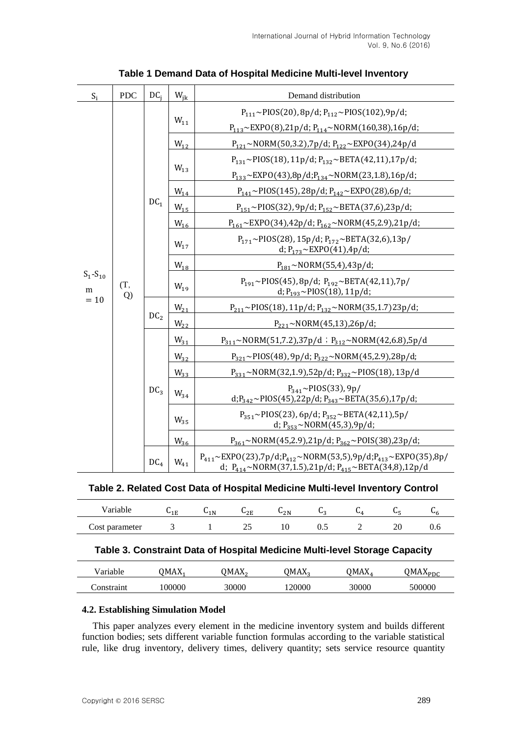**Table 1 Demand Data of Hospital Medicine Multi-level Inventory**

| $S_i$ | PDC | $DC_j$ | $W_{jk}$ | Demand distribution |
|---|---|---|---|---|
| $S_1$-$S_{10}$ m $=10$ | (T, Q) | $DC_1$ | $W_{11}$ | $P_{111}$~PIOS(20), 8p/d; $P_{112}$~PIOS(102),9p/d; $P_{113}$~EXPO(8),21p/d; $P_{114}$~NORM(160,38),16p/d; |
| | | | $W_{12}$ | $P_{121}$~NORM(50,3.2),7p/d; $P_{122}$~EXPO(34),24p/d |
| | | | $W_{13}$ | $P_{131}$~PIOS(18), 11p/d; $P_{132}$~BETA(42,11),17p/d; $P_{133}$~EXPO(43),8p/d;$P_{134}$~NORM(23,1.8),16p/d; |
| | | | $W_{14}$ | $P_{141}$~PIOS(145), 28p/d; $P_{142}$~EXPO(28),6p/d; |
| | | | $W_{15}$ | $P_{151}$~PIOS(32), 9p/d; $P_{152}$~BETA(37,6),23p/d; |
| | | | $W_{16}$ | $P_{161}$~EXPO(34),42p/d; $P_{162}$~NORM(45,2.9),21p/d; |
| | | | $W_{17}$ | $P_{171}$~PIOS(28), 15p/d; $P_{172}$~BETA(32,6),13p/ d; $P_{173}$~EXPO(41),4p/d; |
| | | | $W_{18}$ | $P_{181}$~NORM(55,4),43p/d; |
| | | | $W_{19}$ | $P_{191}$~PIOS(45), 8p/d; $P_{192}$~BETA(42,11),7p/ d; $P_{193}$~PIOS(18), 11p/d; |
| | | $DC_2$ | $W_{21}$ | $P_{211}$~PIOS(18), 11p/d; $P_{132}$~NORM(35,1.7)23p/d; |
| | | | $W_{22}$ | $P_{221}$~NORM(45,13),26p/d; |
| | | $DC_3$ | $W_{31}$ | $P_{311}$~NORM(51,7.2),37p/d ; $P_{312}$~NORM(42,6.8),5p/d |
| | | | $W_{32}$ | $P_{321}$~PIOS(48), 9p/d; $P_{322}$~NORM(45,2.9),28p/d; |
| | | | $W_{33}$ | $P_{331}$~NORM(32,1.9),52p/d; $P_{332}$~PIOS(18), 13p/d |
| | | | $W_{34}$ | $P_{341}$~PIOS(33), 9p/ d;$P_{342}$~PIOS(45),22p/d; $P_{343}$~BETA(35,6),17p/d; |
| | | | $W_{35}$ | $P_{351}$~PIOS(23), 6p/d; $P_{352}$~BETA(42,11),5p/ d; $P_{353}$~NORM(45,3),9p/d; |
| | | | $W_{36}$ | $P_{361}$~NORM(45,2.9),21p/d; $P_{362}$~POIS(38),23p/d; |
| | | $DC_4$ | $W_{41}$ | $P_{411}$~EXPO(23),7p/d;$P_{412}$~NORM(53,5),9p/d;$P_{413}$~EXPO(35),8p/ d; $P_{414}$~NORM(37,1.5),21p/d; $P_{415}$~BETA(34,8),12p/d |

**Table 2. Related Cost Data of Hospital Medicine Multi-level Inventory Control**

| Variable | $C_{1E}$ | $C_{1N}$ | $C_{2E}$ | $C_{2N}$ | $C_3$ | $C_4$ | $C_5$ | $C_6$ |
|---|---|---|---|---|---|---|---|---|
| Cost parameter | 3 | 1 | 25 | 10 | 0.5 | 2 | 20 | 0.6 |

**Table 3. Constraint Data of Hospital Medicine Multi-level Storage Capacity**

| Variable | $QMAX_1$ | $QMAX_2$ | $QMAX_3$ | $QMAX_4$ | $QMAX_{PDC}$ |
|---|---|---|---|---|---|
| Constraint | 100000 | 30000 | 120000 | 30000 | 500000 |

### 4.2. Establishing Simulation Model

This paper analyzes every element in the medicine inventory system and builds different function bodies; sets different variable function formulas according to the variable statistical rule, like drug inventory, delivery times, delivery quantity; sets service resource quantity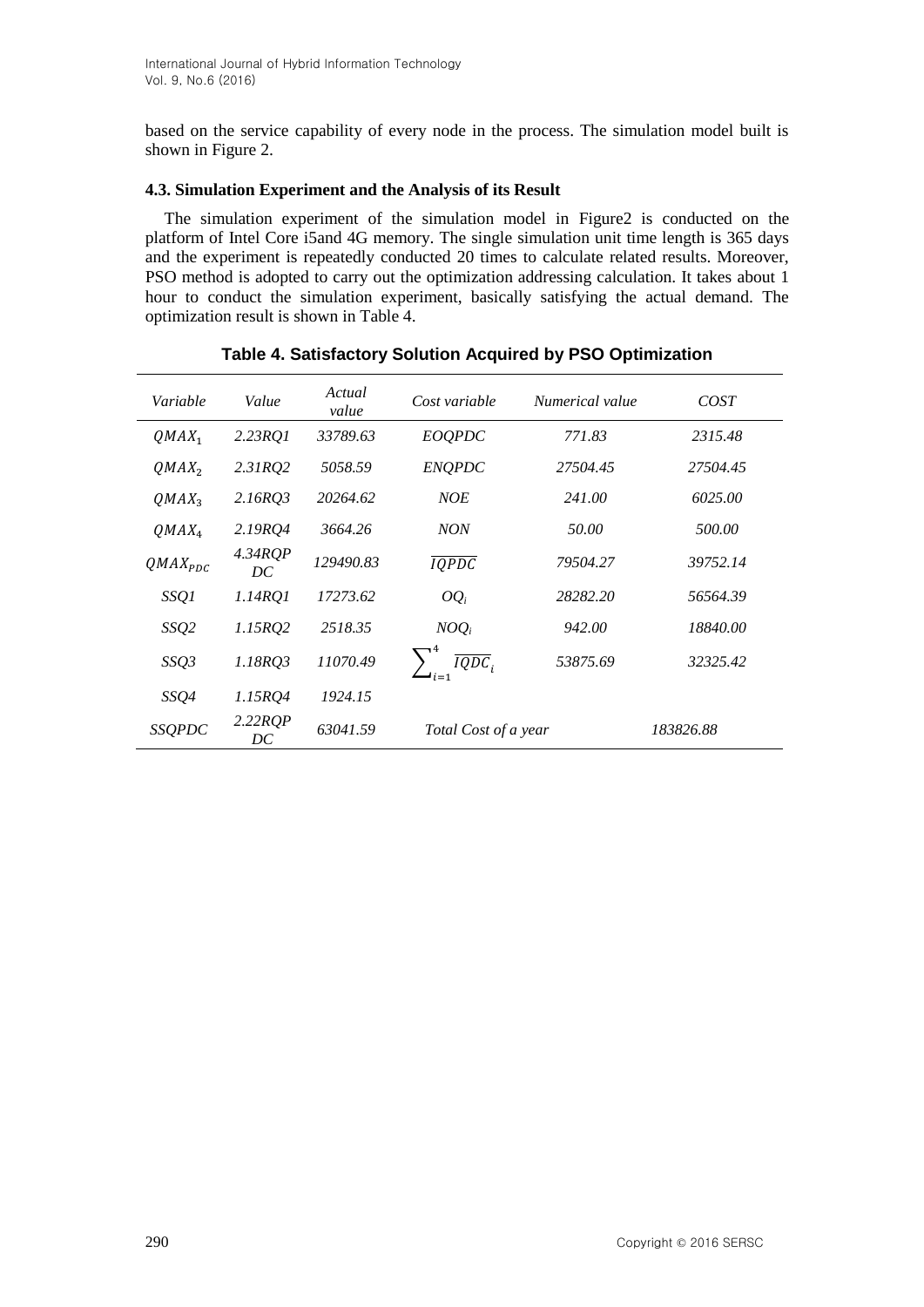based on the service capability of every node in the process. The simulation model built is shown in Figure 2.

### 4.3. Simulation Experiment and the Analysis of its Result

The simulation experiment of the simulation model in Figure2 is conducted on the platform of Intel Core i5and 4G memory. The single simulation unit time length is 365 days and the experiment is repeatedly conducted 20 times to calculate related results. Moreover, PSO method is adopted to carry out the optimization addressing calculation. It takes about 1 hour to conduct the simulation experiment, basically satisfying the actual demand. The optimization result is shown in Table 4.

**Table 4. Satisfactory Solution Acquired by PSO Optimization**

| *Variable* | *Value* | *Actual value* | *Cost variable* | *Numerical value* | *COST* |
|---|---|---|---|---|---|
| $QMAX_1$ | *2.23RQ1* | *33789.63* | *EOQPDC* | *771.83* | *2315.48* |
| $QMAX_2$ | *2.31RQ2* | *5058.59* | *ENQPDC* | *27504.45* | *27504.45* |
| $QMAX_3$ | *2.16RQ3* | *20264.62* | *NOE* | *241.00* | *6025.00* |
| $QMAX_4$ | *2.19RQ4* | *3664.26* | *NON* | *50.00* | *500.00* |
| $QMAX_{PDC}$ | *4.34RQPDC* | *129490.83* | $\overline{IQPDC}$ | *79504.27* | *39752.14* |
| *SSQ1* | *1.14RQ1* | *17273.62* | $OQ_i$ | *28282.20* | *56564.39* |
| *SSQ2* | *1.15RQ2* | *2518.35* | $NOQ_i$ | *942.00* | *18840.00* |
| *SSQ3* | *1.18RQ3* | *11070.49* | $\sum_{i=1}^{4} \overline{IQDC}_i$ | *53875.69* | *32325.42* |
| *SSQ4* | *1.15RQ4* | *1924.15* | | | |
| *SSQPDC* | *2.22RQPDC* | *63041.59* | *Total Cost of a year* | | *183826.88* |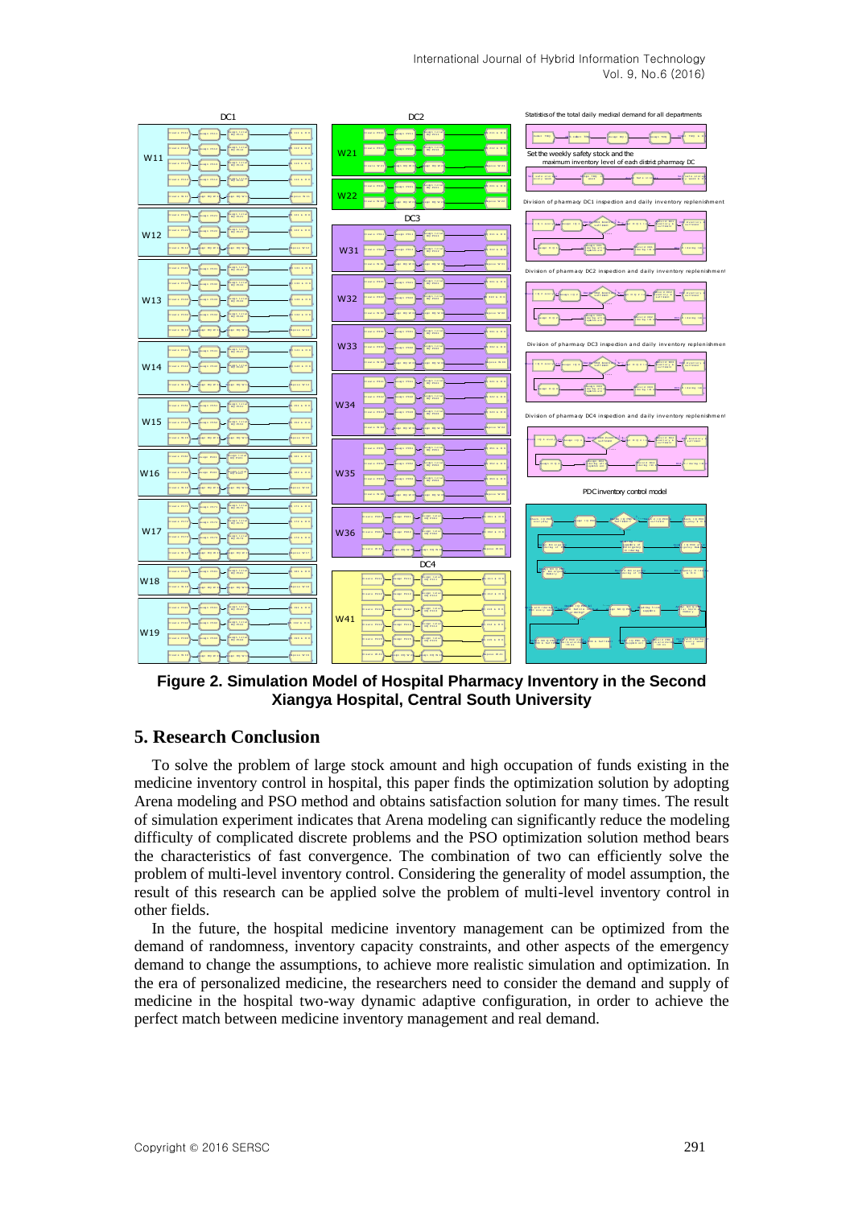**Figure 2. Simulation Model of Hospital Pharmacy Inventory in the Second Xiangya Hospital, Central South University**

## 5. Research Conclusion

To solve the problem of large stock amount and high occupation of funds existing in the medicine inventory control in hospital, this paper finds the optimization solution by adopting Arena modeling and PSO method and obtains satisfaction solution for many times. The result of simulation experiment indicates that Arena modeling can significantly reduce the modeling difficulty of complicated discrete problems and the PSO optimization solution method bears the characteristics of fast convergence. The combination of two can efficiently solve the problem of multi-level inventory control. Considering the generality of model assumption, the result of this research can be applied solve the problem of multi-level inventory control in other fields.

In the future, the hospital medicine inventory management can be optimized from the demand of randomness, inventory capacity constraints, and other aspects of the emergency demand to change the assumptions, to achieve more realistic simulation and optimization. In the era of personalized medicine, the researchers need to consider the demand and supply of medicine in the hospital two-way dynamic adaptive configuration, in order to achieve the perfect match between medicine inventory management and real demand.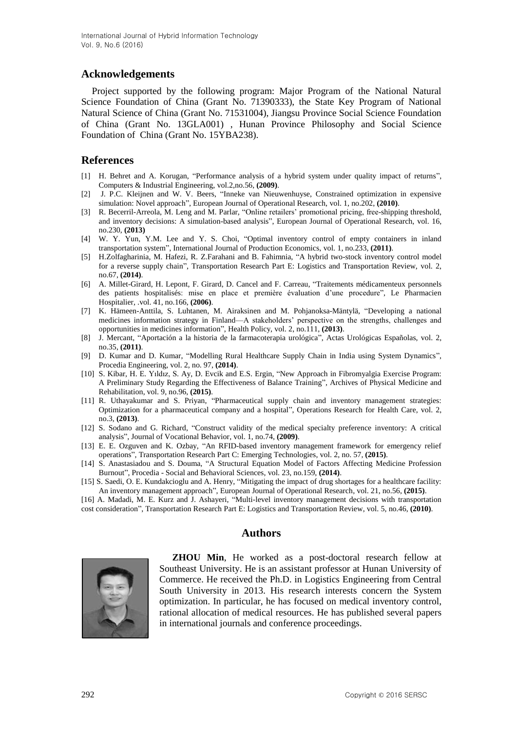## Acknowledgements

Project supported by the following program: Major Program of the National Natural Science Foundation of China (Grant No. 71390333), the State Key Program of National Natural Science of China (Grant No. 71531004), Jiangsu Province Social Science Foundation of China (Grant No. 13GLA001) , Hunan Province Philosophy and Social Science Foundation of China (Grant No. 15YBA238).

## References

[1] H. Behret and A. Korugan, "Performance analysis of a hybrid system under quality impact of returns", Computers & Industrial Engineering, vol.2,no.56, **(2009)**.

[2] J. P.C. Kleijnen and W. V. Beers, "Inneke van Nieuwenhuyse, Constrained optimization in expensive simulation: Novel approach", European Journal of Operational Research, vol. 1, no.202, **(2010)**.

[3] R. Becerril-Arreola, M. Leng and M. Parlar, "Online retailers' promotional pricing, free-shipping threshold, and inventory decisions: A simulation-based analysis", European Journal of Operational Research, vol. 16, no.230, **(2013)**

[4] W. Y. Yun, Y.M. Lee and Y. S. Choi, "Optimal inventory control of empty containers in inland transportation system", International Journal of Production Economics, vol. 1, no.233, **(2011)**.

[5] H.Zolfagharinia, M. Hafezi, R. Z.Farahani and B. Fahimnia, "A hybrid two-stock inventory control model for a reverse supply chain", Transportation Research Part E: Logistics and Transportation Review, vol. 2, no.67, **(2014)**.

[6] A. Millet-Girard, H. Lepont, F. Girard, D. Cancel and F. Carreau, "Traitements médicamenteux personnels des patients hospitalisés: mise en place et première évaluation d'une procedure", Le Pharmacien Hospitalier, .vol. 41, no.166, **(2006)**.

[7] K. Hämeen-Anttila, S. Luhtanen, M. Airaksinen and M. Pohjanoksa-Mäntylä, "Developing a national medicines information strategy in Finland—A stakeholders' perspective on the strengths, challenges and opportunities in medicines information", Health Policy, vol. 2, no.111, **(2013)**.

[8] J. Mercant, "Aportación a la historia de la farmacoterapia urológica", Actas Urológicas Españolas, vol. 2, no.35, **(2011)**.

[9] D. Kumar and D. Kumar, "Modelling Rural Healthcare Supply Chain in India using System Dynamics", Procedia Engineering, vol. 2, no. 97, **(2014)**.

[10] S. Kibar, H. E. Yıldız, S. Ay, D. Evcik and E.S. Ergin, "New Approach in Fibromyalgia Exercise Program: A Preliminary Study Regarding the Effectiveness of Balance Training", Archives of Physical Medicine and Rehabilitation, vol. 9, no.96, **(2015)**.

[11] R. Uthayakumar and S. Priyan, "Pharmaceutical supply chain and inventory management strategies: Optimization for a pharmaceutical company and a hospital", Operations Research for Health Care, vol. 2, no.3, **(2013)**.

[12] S. Sodano and G. Richard, "Construct validity of the medical specialty preference inventory: A critical analysis", Journal of Vocational Behavior, vol. 1, no.74, **(2009)**.

[13] E. E. Ozguven and K. Ozbay, "An RFID-based inventory management framework for emergency relief operations", Transportation Research Part C: Emerging Technologies, vol. 2, no. 57, **(2015)**.

[14] S. Anastasiadou and S. Douma, "A Structural Equation Model of Factors Affecting Medicine Profession Burnout", Procedia - Social and Behavioral Sciences, vol. 23, no.159, **(2014)**.

[15] S. Saedi, O. E. Kundakcioglu and A. Henry, "Mitigating the impact of drug shortages for a healthcare facility: An inventory management approach", European Journal of Operational Research, vol. 21, no.56, **(2015)**.

[16] A. Madadi, M. E. Kurz and J. Ashayeri, "Multi-level inventory management decisions with transportation cost consideration", Transportation Research Part E: Logistics and Transportation Review, vol. 5, no.46, **(2010)**.

## Authors

**ZHOU Min**, He worked as a post-doctoral research fellow at Southeast University. He is an assistant professor at Hunan University of Commerce. He received the Ph.D. in Logistics Engineering from Central South University in 2013. His research interests concern the System optimization. In particular, he has focused on medical inventory control, rational allocation of medical resources. He has published several papers in international journals and conference proceedings.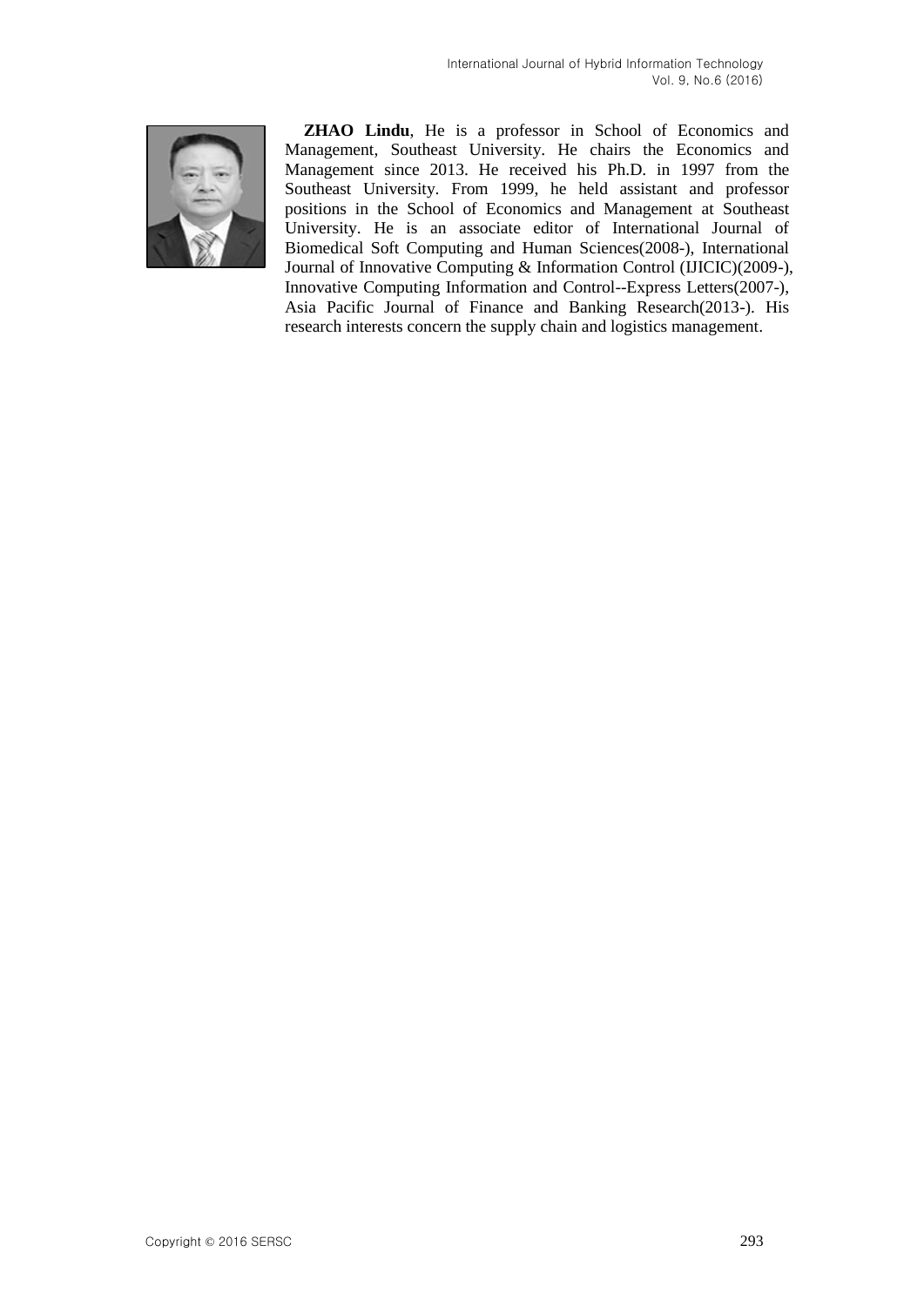**ZHAO Lindu**, He is a professor in School of Economics and Management, Southeast University. He chairs the Economics and Management since 2013. He received his Ph.D. in 1997 from the Southeast University. From 1999, he held assistant and professor positions in the School of Economics and Management at Southeast University. He is an associate editor of International Journal of Biomedical Soft Computing and Human Sciences(2008-), International Journal of Innovative Computing & Information Control (IJICIC)(2009-), Innovative Computing Information and Control--Express Letters(2007-), Asia Pacific Journal of Finance and Banking Research(2013-). His research interests concern the supply chain and logistics management.